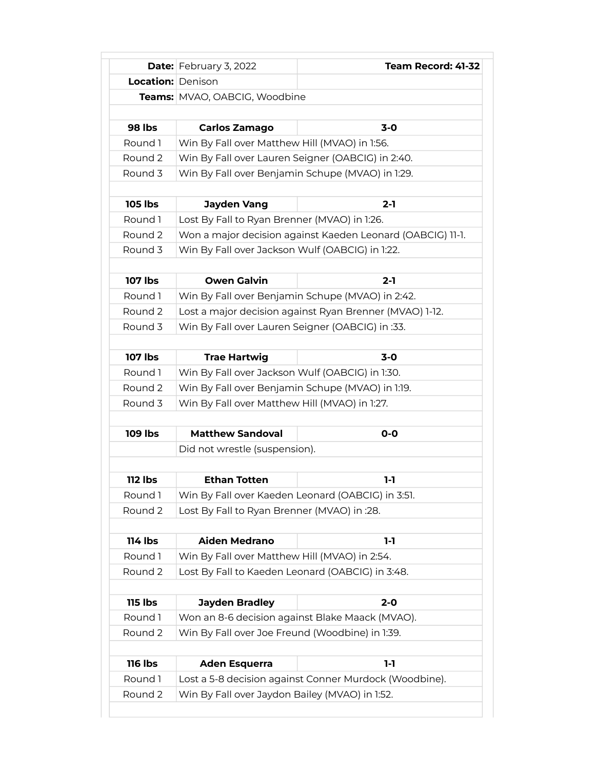| | | |
|---|---|---|
| **Date:** | February 3, 2022 | **Team Record: 41-32** |
| **Location:** | Denison | |
| **Teams:** | MVAO, OABCIG, Woodbine | |
| | | |
| **98 lbs** | **Carlos Zamago** | **3-0** |
| Round 1 | Win By Fall over Matthew Hill (MVAO) in 1:56. | |
| Round 2 | Win By Fall over Lauren Seigner (OABCIG) in 2:40. | |
| Round 3 | Win By Fall over Benjamin Schupe (MVAO) in 1:29. | |
| | | |
| **105 lbs** | **Jayden Vang** | **2-1** |
| Round 1 | Lost By Fall to Ryan Brenner (MVAO) in 1:26. | |
| Round 2 | Won a major decision against Kaeden Leonard (OABCIG) 11-1. | |
| Round 3 | Win By Fall over Jackson Wulf (OABCIG) in 1:22. | |
| | | |
| **107 lbs** | **Owen Galvin** | **2-1** |
| Round 1 | Win By Fall over Benjamin Schupe (MVAO) in 2:42. | |
| Round 2 | Lost a major decision against Ryan Brenner (MVAO) 1-12. | |
| Round 3 | Win By Fall over Lauren Seigner (OABCIG) in :33. | |
| | | |
| **107 lbs** | **Trae Hartwig** | **3-0** |
| Round 1 | Win By Fall over Jackson Wulf (OABCIG) in 1:30. | |
| Round 2 | Win By Fall over Benjamin Schupe (MVAO) in 1:19. | |
| Round 3 | Win By Fall over Matthew Hill (MVAO) in 1:27. | |
| | | |
| **109 lbs** | **Matthew Sandoval** | **0-0** |
| | Did not wrestle (suspension). | |
| | | |
| **112 lbs** | **Ethan Totten** | **1-1** |
| Round 1 | Win By Fall over Kaeden Leonard (OABCIG) in 3:51. | |
| Round 2 | Lost By Fall to Ryan Brenner (MVAO) in :28. | |
| | | |
| **114 lbs** | **Aiden Medrano** | **1-1** |
| Round 1 | Win By Fall over Matthew Hill (MVAO) in 2:54. | |
| Round 2 | Lost By Fall to Kaeden Leonard (OABCIG) in 3:48. | |
| | | |
| **115 lbs** | **Jayden Bradley** | **2-0** |
| Round 1 | Won an 8-6 decision against Blake Maack (MVAO). | |
| Round 2 | Win By Fall over Joe Freund (Woodbine) in 1:39. | |
| | | |
| **116 lbs** | **Aden Esquerra** | **1-1** |
| Round 1 | Lost a 5-8 decision against Conner Murdock (Woodbine). | |
| Round 2 | Win By Fall over Jaydon Bailey (MVAO) in 1:52. | |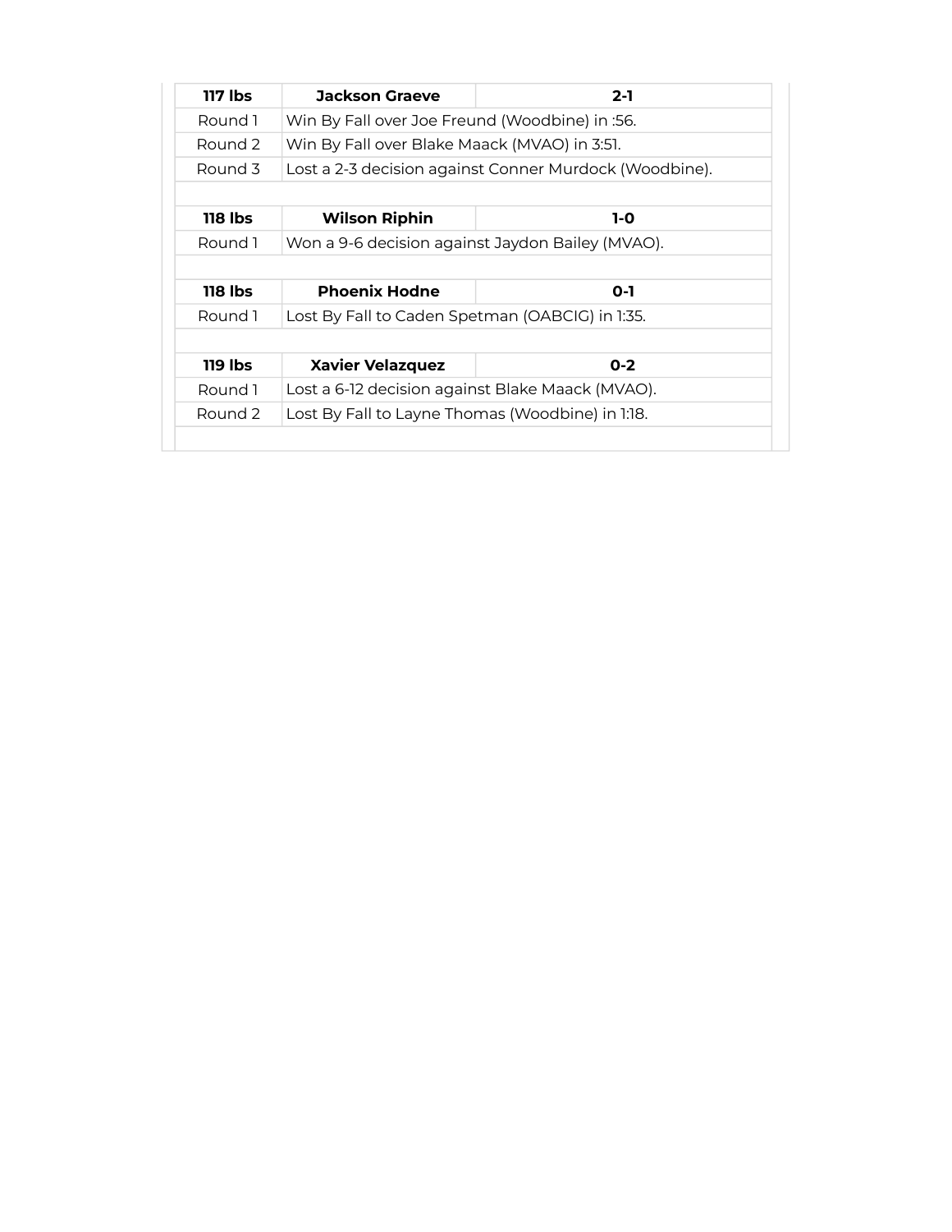| | | |
|---|---|---|
| **117 lbs** | **Jackson Graeve** | **2-1** |
| Round 1 | Win By Fall over Joe Freund (Woodbine) in :56. | |
| Round 2 | Win By Fall over Blake Maack (MVAO) in 3:51. | |
| Round 3 | Lost a 2-3 decision against Conner Murdock (Woodbine). | |
| | | |
| **118 lbs** | **Wilson Riphin** | **1-0** |
| Round 1 | Won a 9-6 decision against Jaydon Bailey (MVAO). | |
| | | |
| **118 lbs** | **Phoenix Hodne** | **0-1** |
| Round 1 | Lost By Fall to Caden Spetman (OABCIG) in 1:35. | |
| | | |
| **119 lbs** | **Xavier Velazquez** | **0-2** |
| Round 1 | Lost a 6-12 decision against Blake Maack (MVAO). | |
| Round 2 | Lost By Fall to Layne Thomas (Woodbine) in 1:18. | |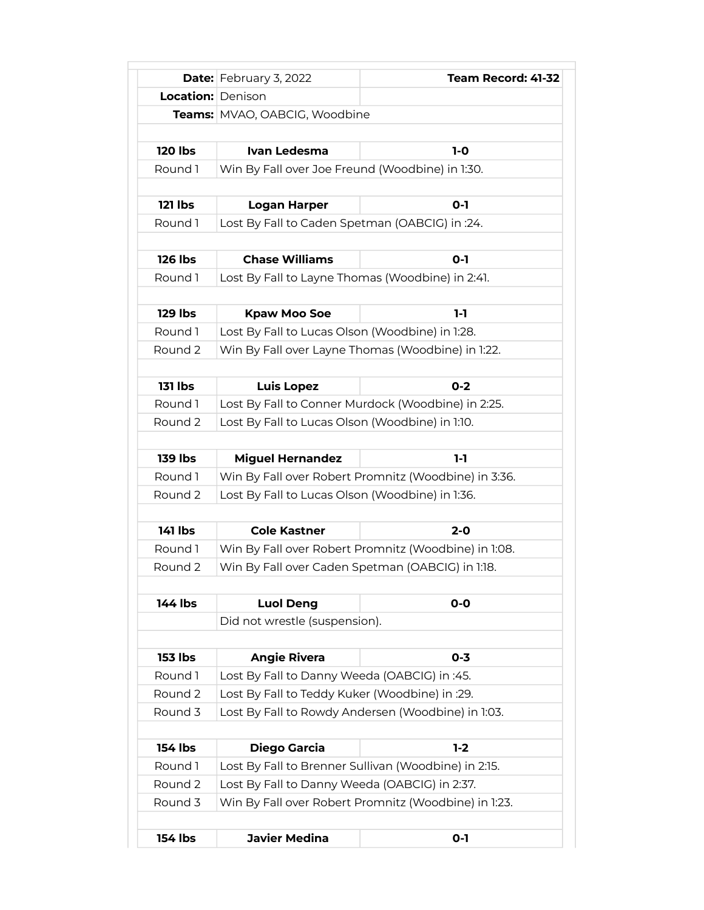| | | |
|---|---|---|
| **Date:** | February 3, 2022 | **Team Record: 41-32** |
| **Location:** | Denison | |
| **Teams:** | MVAO, OABCIG, Woodbine | |
| | | |
| **120 lbs** | **Ivan Ledesma** | **1-0** |
| Round 1 | Win By Fall over Joe Freund (Woodbine) in 1:30. | |
| | | |
| **121 lbs** | **Logan Harper** | **0-1** |
| Round 1 | Lost By Fall to Caden Spetman (OABCIG) in :24. | |
| | | |
| **126 lbs** | **Chase Williams** | **0-1** |
| Round 1 | Lost By Fall to Layne Thomas (Woodbine) in 2:41. | |
| | | |
| **129 lbs** | **Kpaw Moo Soe** | **1-1** |
| Round 1 | Lost By Fall to Lucas Olson (Woodbine) in 1:28. | |
| Round 2 | Win By Fall over Layne Thomas (Woodbine) in 1:22. | |
| | | |
| **131 lbs** | **Luis Lopez** | **0-2** |
| Round 1 | Lost By Fall to Conner Murdock (Woodbine) in 2:25. | |
| Round 2 | Lost By Fall to Lucas Olson (Woodbine) in 1:10. | |
| | | |
| **139 lbs** | **Miguel Hernandez** | **1-1** |
| Round 1 | Win By Fall over Robert Promnitz (Woodbine) in 3:36. | |
| Round 2 | Lost By Fall to Lucas Olson (Woodbine) in 1:36. | |
| | | |
| **141 lbs** | **Cole Kastner** | **2-0** |
| Round 1 | Win By Fall over Robert Promnitz (Woodbine) in 1:08. | |
| Round 2 | Win By Fall over Caden Spetman (OABCIG) in 1:18. | |
| | | |
| **144 lbs** | **Luol Deng** | **0-0** |
| | Did not wrestle (suspension). | |
| | | |
| **153 lbs** | **Angie Rivera** | **0-3** |
| Round 1 | Lost By Fall to Danny Weeda (OABCIG) in :45. | |
| Round 2 | Lost By Fall to Teddy Kuker (Woodbine) in :29. | |
| Round 3 | Lost By Fall to Rowdy Andersen (Woodbine) in 1:03. | |
| | | |
| **154 lbs** | **Diego Garcia** | **1-2** |
| Round 1 | Lost By Fall to Brenner Sullivan (Woodbine) in 2:15. | |
| Round 2 | Lost By Fall to Danny Weeda (OABCIG) in 2:37. | |
| Round 3 | Win By Fall over Robert Promnitz (Woodbine) in 1:23. | |
| | | |
| **154 lbs** | **Javier Medina** | **0-1** |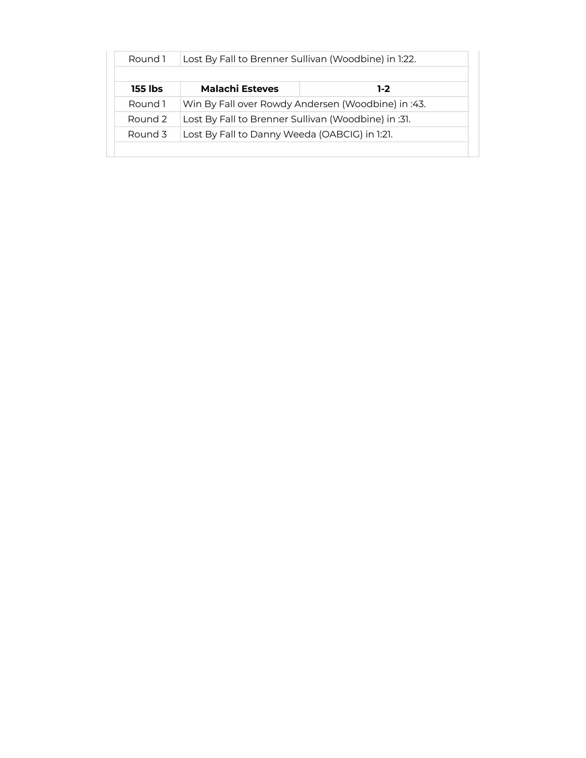| | | |
|---|---|---|
| Round 1 | Lost By Fall to Brenner Sullivan (Woodbine) in 1:22. | |
| | | |
| **155 lbs** | **Malachi Esteves** | **1-2** |
| Round 1 | Win By Fall over Rowdy Andersen (Woodbine) in :43. | |
| Round 2 | Lost By Fall to Brenner Sullivan (Woodbine) in :31. | |
| Round 3 | Lost By Fall to Danny Weeda (OABCIG) in 1:21. | |
| | | |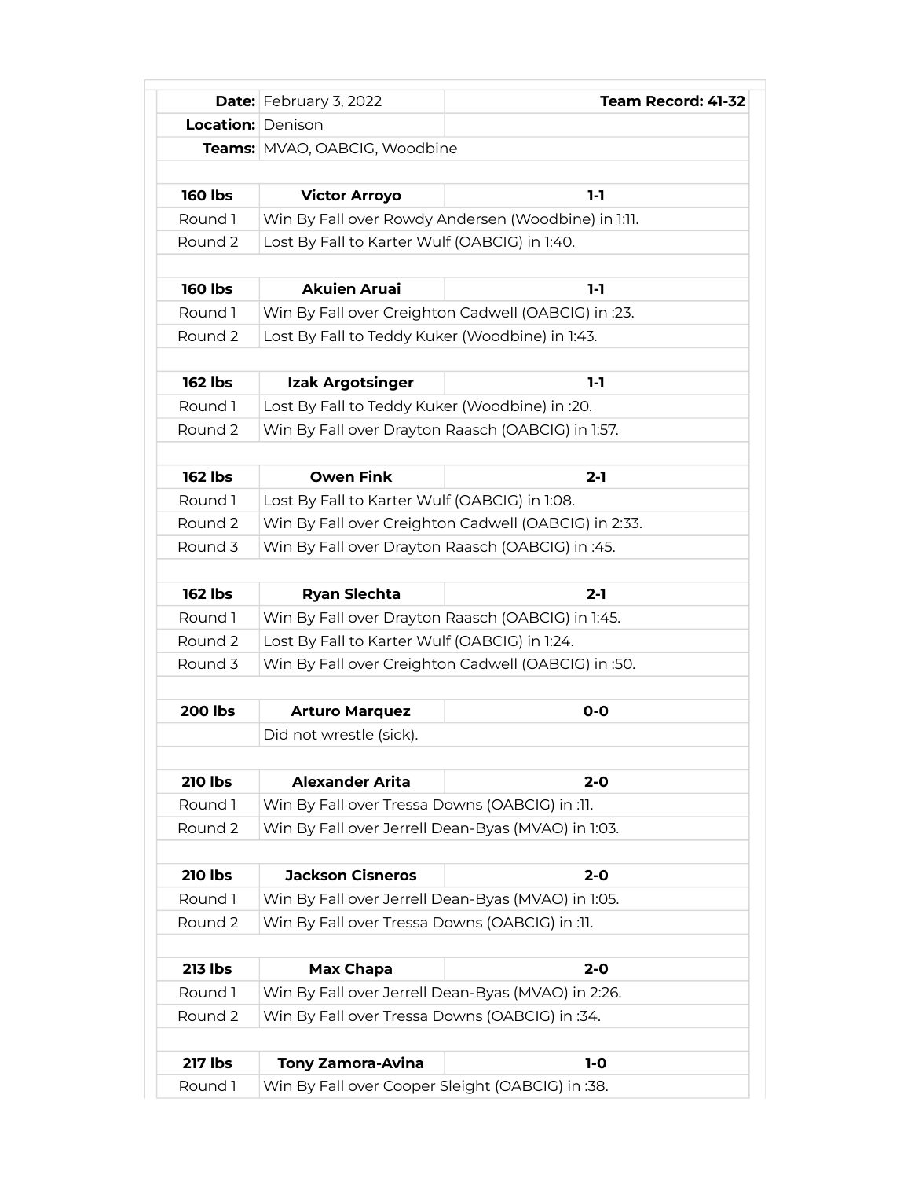| | | |
|---|---|---|
| **Date:** | February 3, 2022 | **Team Record: 41-32** |
| **Location:** | Denison | |
| **Teams:** | MVAO, OABCIG, Woodbine | |
| | | |
| **160 lbs** | **Victor Arroyo** | **1-1** |
| Round 1 | Win By Fall over Rowdy Andersen (Woodbine) in 1:11. | |
| Round 2 | Lost By Fall to Karter Wulf (OABCIG) in 1:40. | |
| | | |
| **160 lbs** | **Akuien Aruai** | **1-1** |
| Round 1 | Win By Fall over Creighton Cadwell (OABCIG) in :23. | |
| Round 2 | Lost By Fall to Teddy Kuker (Woodbine) in 1:43. | |
| | | |
| **162 lbs** | **Izak Argotsinger** | **1-1** |
| Round 1 | Lost By Fall to Teddy Kuker (Woodbine) in :20. | |
| Round 2 | Win By Fall over Drayton Raasch (OABCIG) in 1:57. | |
| | | |
| **162 lbs** | **Owen Fink** | **2-1** |
| Round 1 | Lost By Fall to Karter Wulf (OABCIG) in 1:08. | |
| Round 2 | Win By Fall over Creighton Cadwell (OABCIG) in 2:33. | |
| Round 3 | Win By Fall over Drayton Raasch (OABCIG) in :45. | |
| | | |
| **162 lbs** | **Ryan Slechta** | **2-1** |
| Round 1 | Win By Fall over Drayton Raasch (OABCIG) in 1:45. | |
| Round 2 | Lost By Fall to Karter Wulf (OABCIG) in 1:24. | |
| Round 3 | Win By Fall over Creighton Cadwell (OABCIG) in :50. | |
| | | |
| **200 lbs** | **Arturo Marquez** | **0-0** |
| | Did not wrestle (sick). | |
| | | |
| **210 lbs** | **Alexander Arita** | **2-0** |
| Round 1 | Win By Fall over Tressa Downs (OABCIG) in :11. | |
| Round 2 | Win By Fall over Jerrell Dean-Byas (MVAO) in 1:03. | |
| | | |
| **210 lbs** | **Jackson Cisneros** | **2-0** |
| Round 1 | Win By Fall over Jerrell Dean-Byas (MVAO) in 1:05. | |
| Round 2 | Win By Fall over Tressa Downs (OABCIG) in :11. | |
| | | |
| **213 lbs** | **Max Chapa** | **2-0** |
| Round 1 | Win By Fall over Jerrell Dean-Byas (MVAO) in 2:26. | |
| Round 2 | Win By Fall over Tressa Downs (OABCIG) in :34. | |
| | | |
| **217 lbs** | **Tony Zamora-Avina** | **1-0** |
| Round 1 | Win By Fall over Cooper Sleight (OABCIG) in :38. | |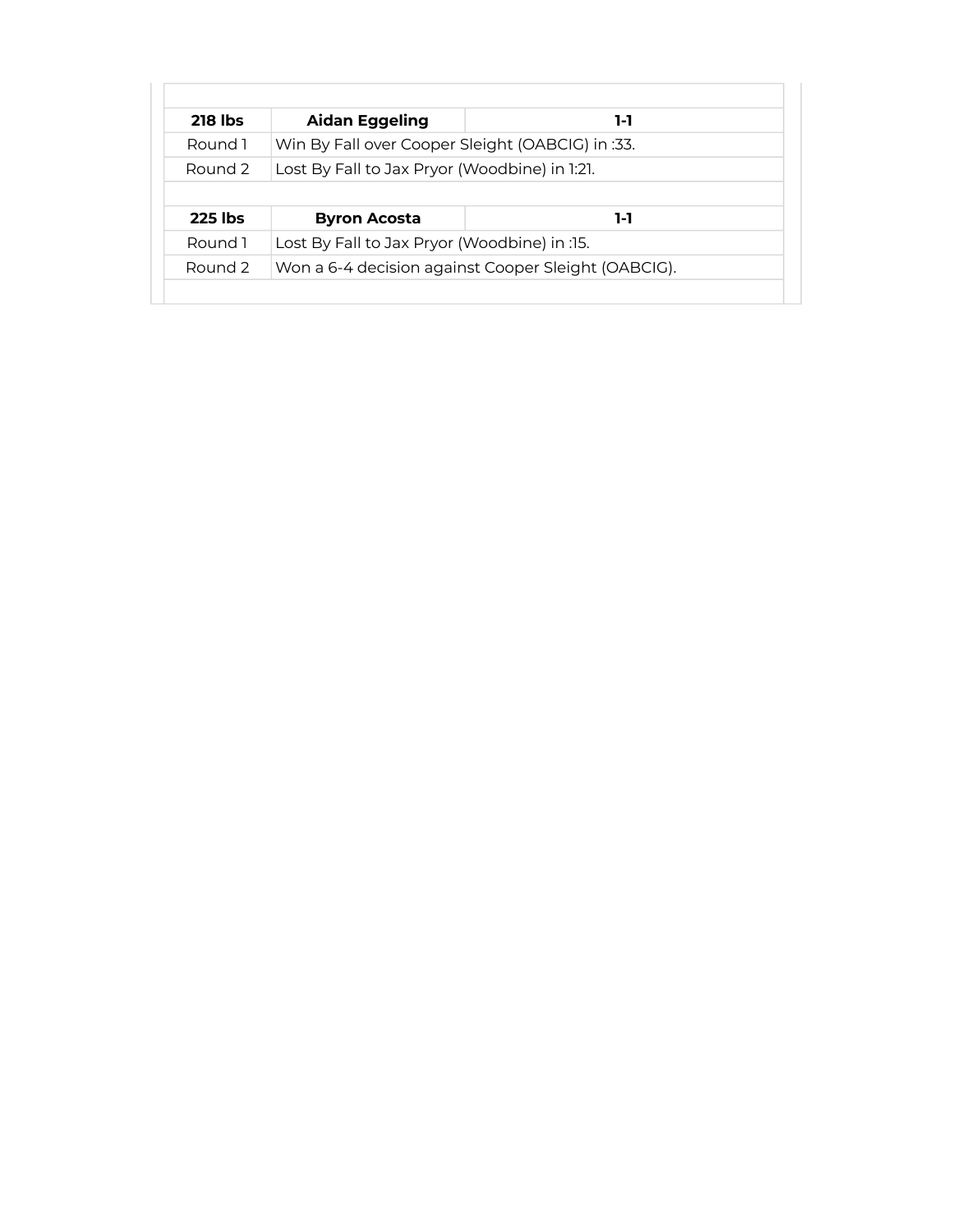| | | |
|---|---|---|
| | | |
| **218 lbs** | **Aidan Eggeling** | **1-1** |
| Round 1 | Win By Fall over Cooper Sleight (OABCIG) in :33. | |
| Round 2 | Lost By Fall to Jax Pryor (Woodbine) in 1:21. | |
| | | |
| **225 lbs** | **Byron Acosta** | **1-1** |
| Round 1 | Lost By Fall to Jax Pryor (Woodbine) in :15. | |
| Round 2 | Won a 6-4 decision against Cooper Sleight (OABCIG). | |
| | | |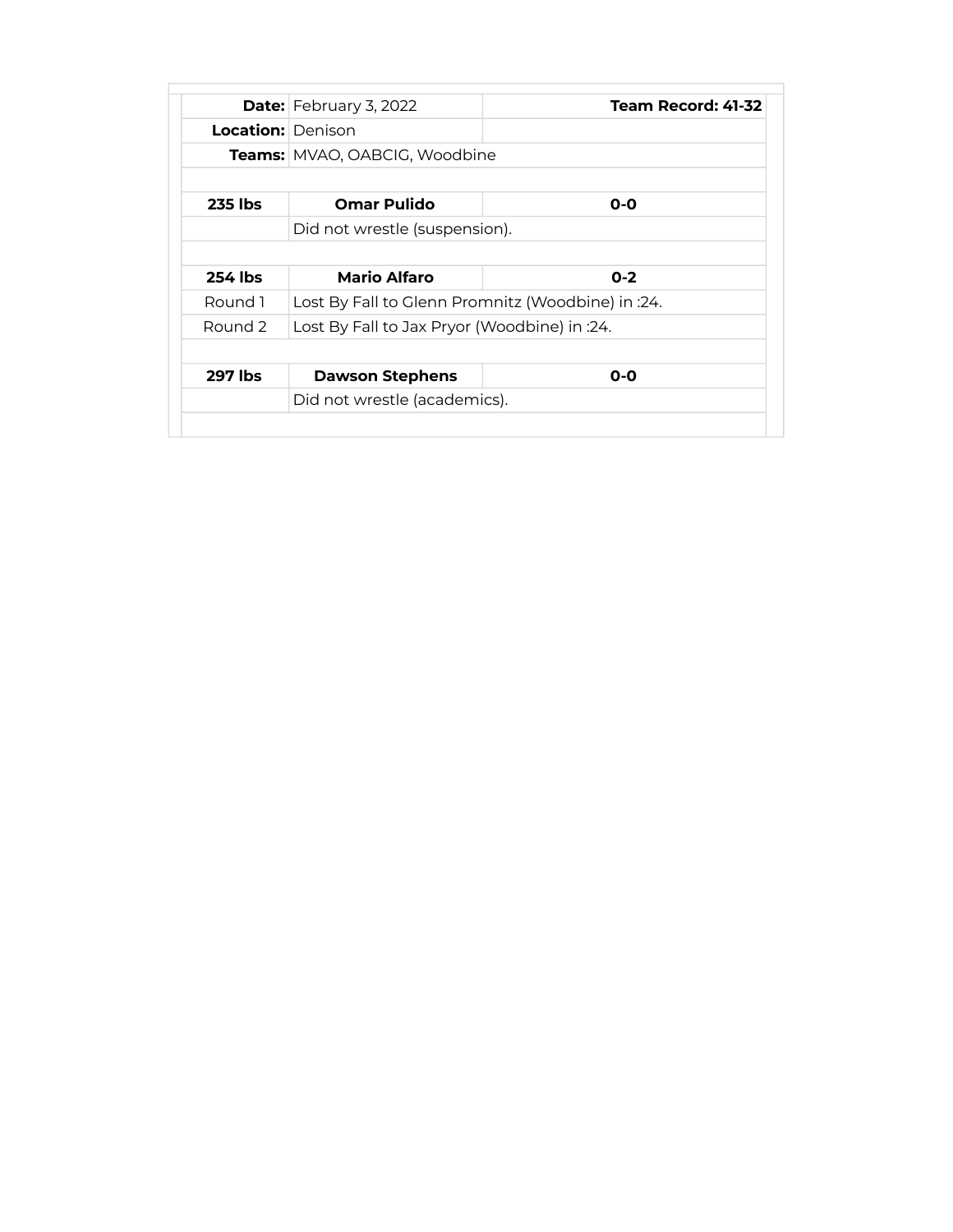| | | |
|---|---|---|
| **Date:** | February 3, 2022 | **Team Record: 41-32** |
| **Location:** | Denison | |
| **Teams:** | MVAO, OABCIG, Woodbine | |
| | | |
| **235 lbs** | **Omar Pulido** | **0-0** |
| | Did not wrestle (suspension). | |
| | | |
| **254 lbs** | **Mario Alfaro** | **0-2** |
| Round 1 | Lost By Fall to Glenn Promnitz (Woodbine) in :24. | |
| Round 2 | Lost By Fall to Jax Pryor (Woodbine) in :24. | |
| | | |
| **297 lbs** | **Dawson Stephens** | **0-0** |
| | Did not wrestle (academics). | |